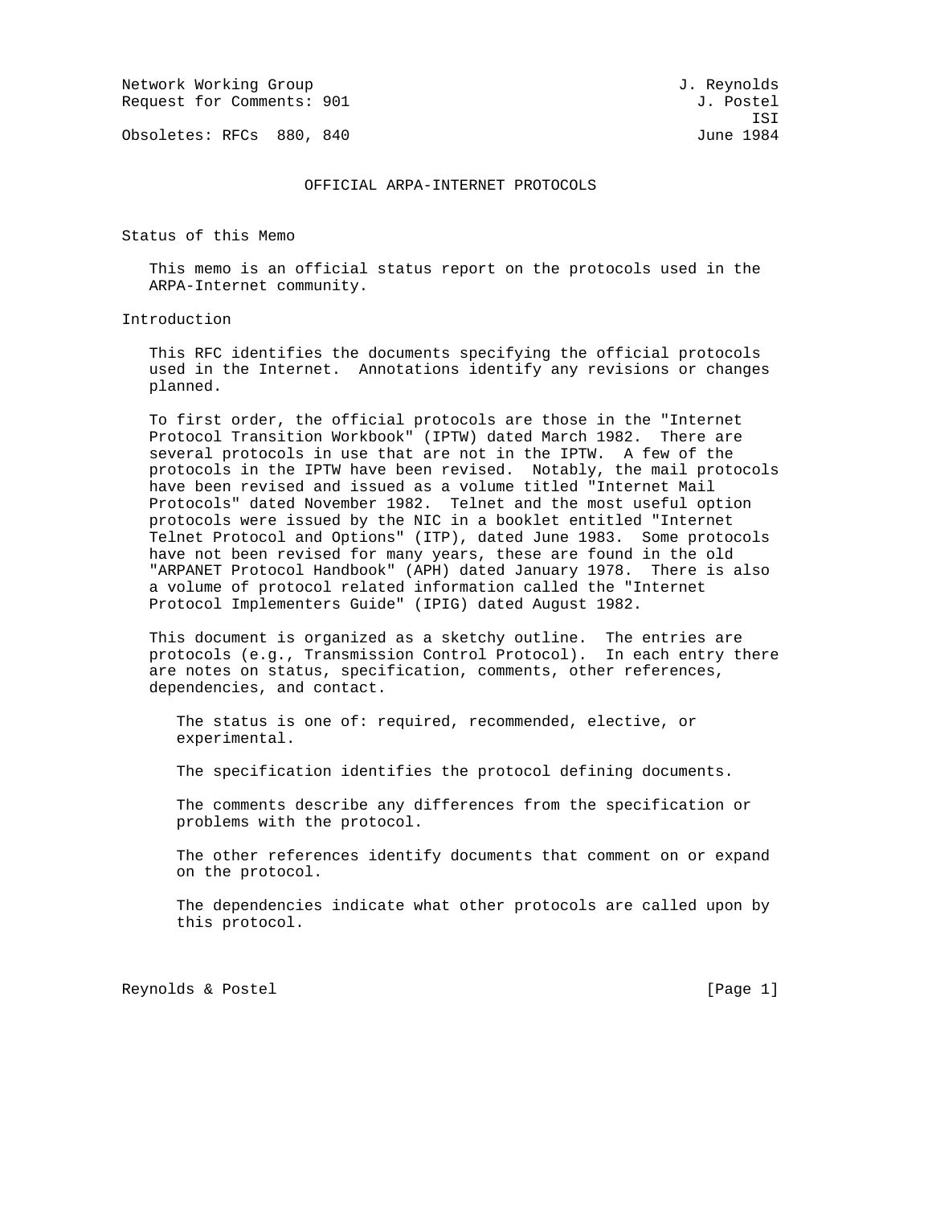Network Working Group J. Reynolds
Request for Comments: 901 J. Postel
ISI
Obsoletes: RFCs 880, 840 June 1984

# OFFICIAL ARPA-INTERNET PROTOCOLS

## Status of this Memo

This memo is an official status report on the protocols used in the ARPA-Internet community.

## Introduction

This RFC identifies the documents specifying the official protocols used in the Internet. Annotations identify any revisions or changes planned.

To first order, the official protocols are those in the "Internet Protocol Transition Workbook" (IPTW) dated March 1982. There are several protocols in use that are not in the IPTW. A few of the protocols in the IPTW have been revised. Notably, the mail protocols have been revised and issued as a volume titled "Internet Mail Protocols" dated November 1982. Telnet and the most useful option protocols were issued by the NIC in a booklet entitled "Internet Telnet Protocol and Options" (ITP), dated June 1983. Some protocols have not been revised for many years, these are found in the old "ARPANET Protocol Handbook" (APH) dated January 1978. There is also a volume of protocol related information called the "Internet Protocol Implementers Guide" (IPIG) dated August 1982.

This document is organized as a sketchy outline. The entries are protocols (e.g., Transmission Control Protocol). In each entry there are notes on status, specification, comments, other references, dependencies, and contact.

The status is one of: required, recommended, elective, or experimental.

The specification identifies the protocol defining documents.

The comments describe any differences from the specification or problems with the protocol.

The other references identify documents that comment on or expand on the protocol.

The dependencies indicate what other protocols are called upon by this protocol.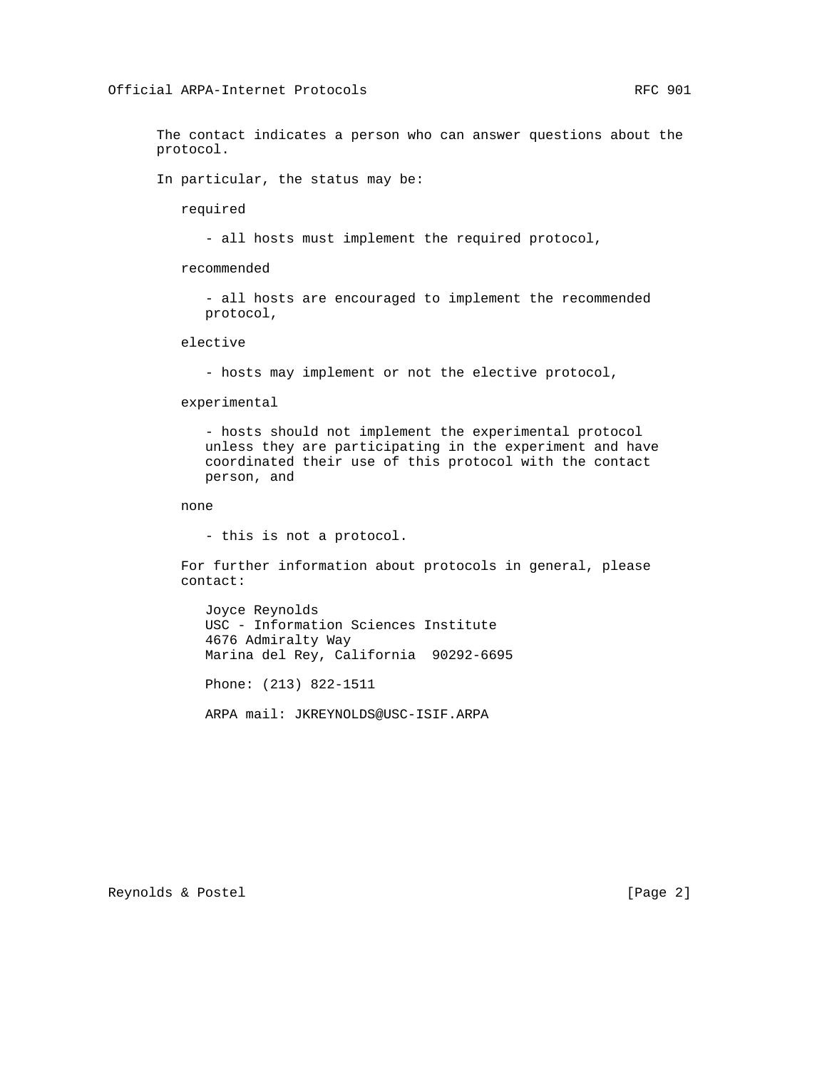The contact indicates a person who can answer questions about the protocol.

In particular, the status may be:

required

- all hosts must implement the required protocol,

recommended

- all hosts are encouraged to implement the recommended protocol,

elective

- hosts may implement or not the elective protocol,

experimental

- hosts should not implement the experimental protocol unless they are participating in the experiment and have coordinated their use of this protocol with the contact person, and

none

- this is not a protocol.

For further information about protocols in general, please contact:

Joyce Reynolds
USC - Information Sciences Institute
4676 Admiralty Way
Marina del Rey, California  90292-6695

Phone: (213) 822-1511

ARPA mail: JKREYNOLDS@USC-ISIF.ARPA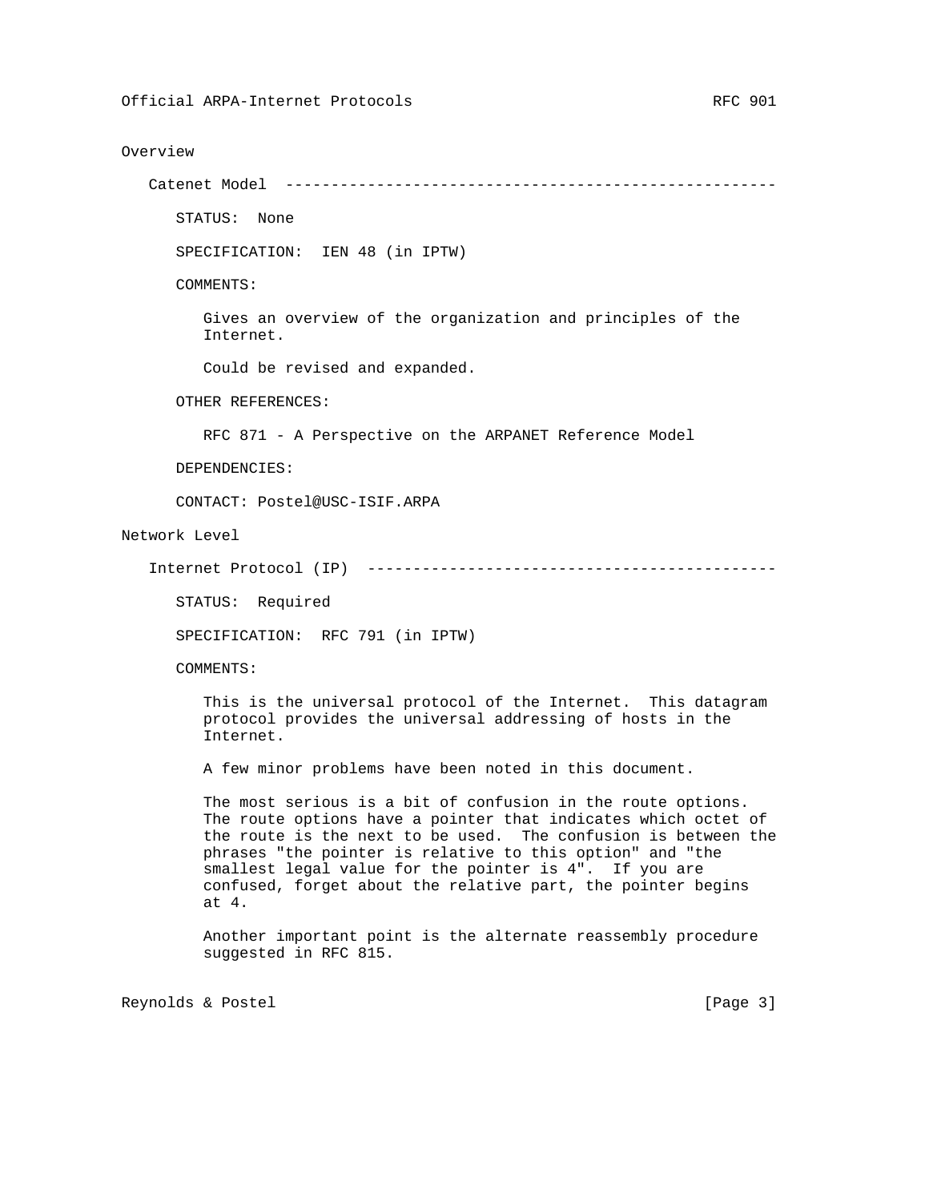## Overview

### Catenet Model

STATUS: None

SPECIFICATION: IEN 48 (in IPTW)

COMMENTS:

Gives an overview of the organization and principles of the Internet.

Could be revised and expanded.

OTHER REFERENCES:

RFC 871 - A Perspective on the ARPANET Reference Model

DEPENDENCIES:

CONTACT: Postel@USC-ISIF.ARPA

## Network Level

### Internet Protocol (IP)

STATUS: Required

SPECIFICATION: RFC 791 (in IPTW)

COMMENTS:

This is the universal protocol of the Internet. This datagram protocol provides the universal addressing of hosts in the Internet.

A few minor problems have been noted in this document.

The most serious is a bit of confusion in the route options. The route options have a pointer that indicates which octet of the route is the next to be used. The confusion is between the phrases "the pointer is relative to this option" and "the smallest legal value for the pointer is 4". If you are confused, forget about the relative part, the pointer begins at 4.

Another important point is the alternate reassembly procedure suggested in RFC 815.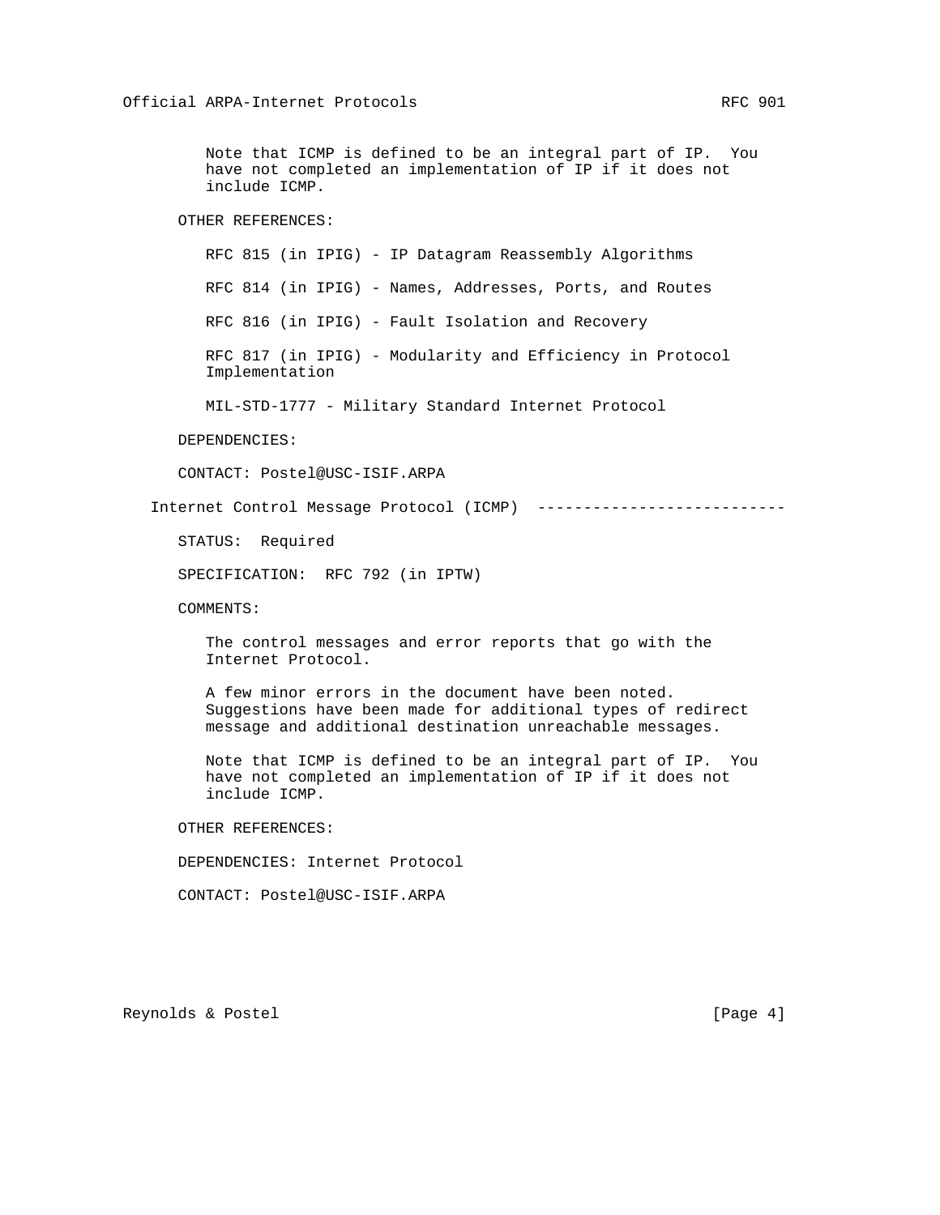Note that ICMP is defined to be an integral part of IP. You have not completed an implementation of IP if it does not include ICMP.

OTHER REFERENCES:

RFC 815 (in IPIG) - IP Datagram Reassembly Algorithms

RFC 814 (in IPIG) - Names, Addresses, Ports, and Routes

RFC 816 (in IPIG) - Fault Isolation and Recovery

RFC 817 (in IPIG) - Modularity and Efficiency in Protocol Implementation

MIL-STD-1777 - Military Standard Internet Protocol

DEPENDENCIES:

CONTACT: Postel@USC-ISIF.ARPA

## Internet Control Message Protocol (ICMP) ---------------------------

STATUS: Required

SPECIFICATION: RFC 792 (in IPTW)

COMMENTS:

The control messages and error reports that go with the Internet Protocol.

A few minor errors in the document have been noted. Suggestions have been made for additional types of redirect message and additional destination unreachable messages.

Note that ICMP is defined to be an integral part of IP. You have not completed an implementation of IP if it does not include ICMP.

OTHER REFERENCES:

DEPENDENCIES: Internet Protocol

CONTACT: Postel@USC-ISIF.ARPA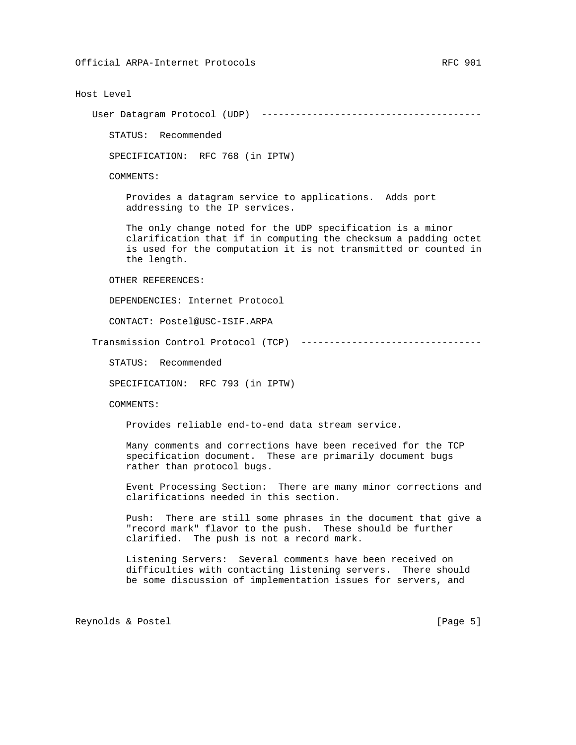## Host Level

### User Datagram Protocol (UDP)

STATUS: Recommended

SPECIFICATION: RFC 768 (in IPTW)

COMMENTS:

Provides a datagram service to applications. Adds port addressing to the IP services.

The only change noted for the UDP specification is a minor clarification that if in computing the checksum a padding octet is used for the computation it is not transmitted or counted in the length.

OTHER REFERENCES:

DEPENDENCIES: Internet Protocol

CONTACT: Postel@USC-ISIF.ARPA

### Transmission Control Protocol (TCP)

STATUS: Recommended

SPECIFICATION: RFC 793 (in IPTW)

COMMENTS:

Provides reliable end-to-end data stream service.

Many comments and corrections have been received for the TCP specification document. These are primarily document bugs rather than protocol bugs.

Event Processing Section: There are many minor corrections and clarifications needed in this section.

Push: There are still some phrases in the document that give a "record mark" flavor to the push. These should be further clarified. The push is not a record mark.

Listening Servers: Several comments have been received on difficulties with contacting listening servers. There should be some discussion of implementation issues for servers, and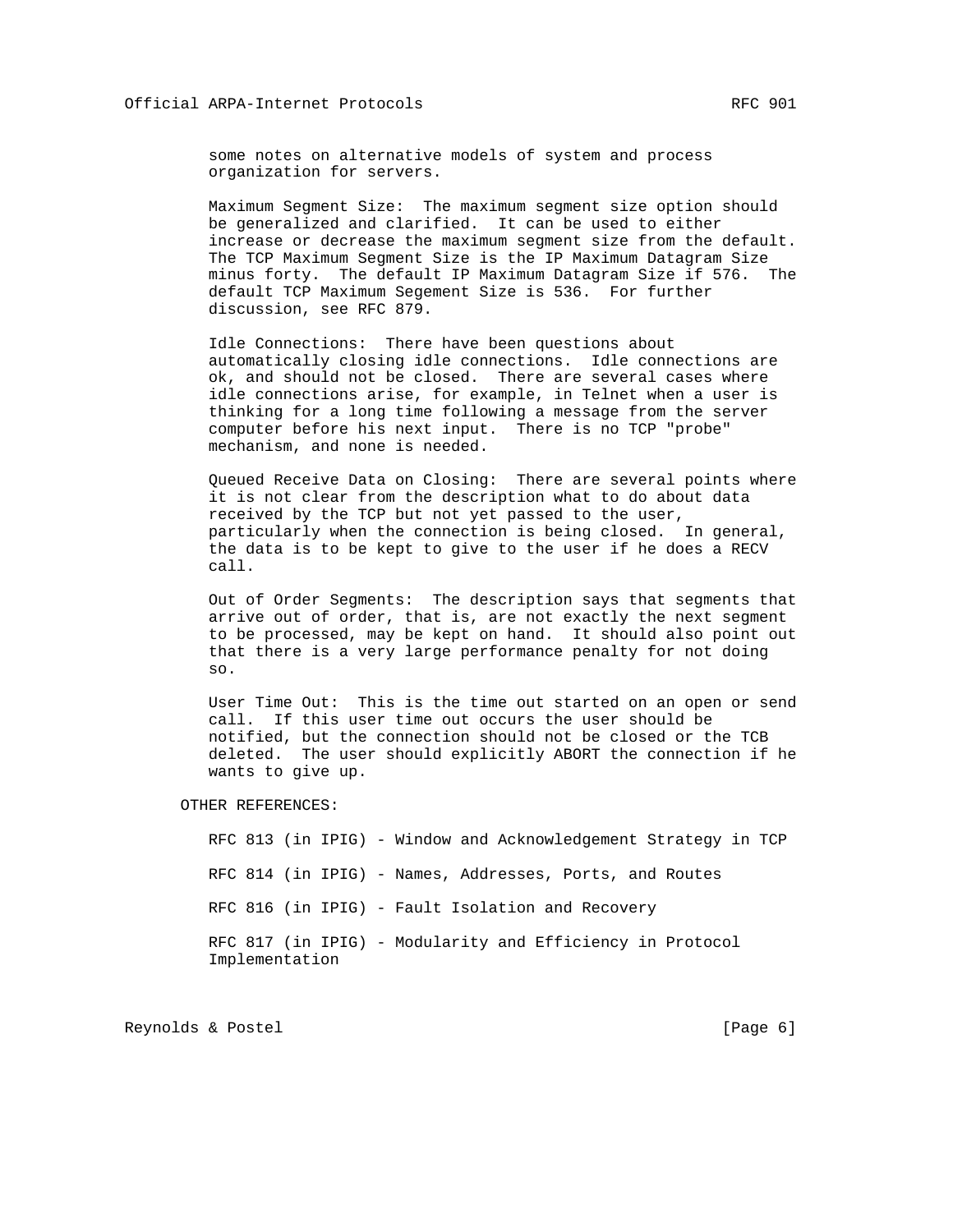some notes on alternative models of system and process organization for servers.

Maximum Segment Size: The maximum segment size option should be generalized and clarified. It can be used to either increase or decrease the maximum segment size from the default. The TCP Maximum Segment Size is the IP Maximum Datagram Size minus forty. The default IP Maximum Datagram Size if 576. The default TCP Maximum Segement Size is 536. For further discussion, see RFC 879.

Idle Connections: There have been questions about automatically closing idle connections. Idle connections are ok, and should not be closed. There are several cases where idle connections arise, for example, in Telnet when a user is thinking for a long time following a message from the server computer before his next input. There is no TCP "probe" mechanism, and none is needed.

Queued Receive Data on Closing: There are several points where it is not clear from the description what to do about data received by the TCP but not yet passed to the user, particularly when the connection is being closed. In general, the data is to be kept to give to the user if he does a RECV call.

Out of Order Segments: The description says that segments that arrive out of order, that is, are not exactly the next segment to be processed, may be kept on hand. It should also point out that there is a very large performance penalty for not doing so.

User Time Out: This is the time out started on an open or send call. If this user time out occurs the user should be notified, but the connection should not be closed or the TCB deleted. The user should explicitly ABORT the connection if he wants to give up.

OTHER REFERENCES:

RFC 813 (in IPIG) - Window and Acknowledgement Strategy in TCP

RFC 814 (in IPIG) - Names, Addresses, Ports, and Routes

RFC 816 (in IPIG) - Fault Isolation and Recovery

RFC 817 (in IPIG) - Modularity and Efficiency in Protocol Implementation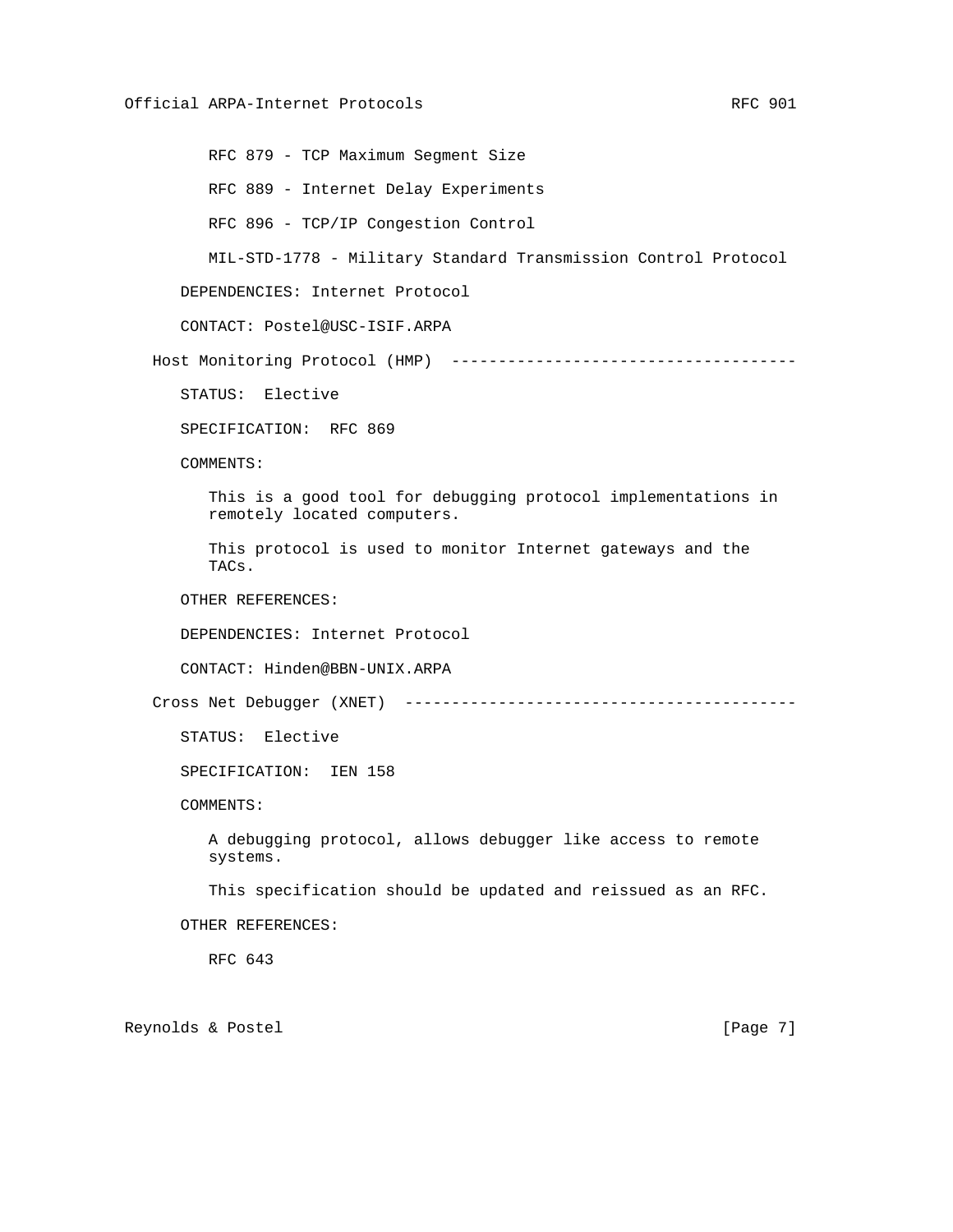RFC 879 - TCP Maximum Segment Size

RFC 889 - Internet Delay Experiments

RFC 896 - TCP/IP Congestion Control

MIL-STD-1778 - Military Standard Transmission Control Protocol

DEPENDENCIES: Internet Protocol

CONTACT: Postel@USC-ISIF.ARPA

## Host Monitoring Protocol (HMP) ------------------------------------

STATUS: Elective

SPECIFICATION: RFC 869

COMMENTS:

This is a good tool for debugging protocol implementations in remotely located computers.

This protocol is used to monitor Internet gateways and the TACs.

OTHER REFERENCES:

DEPENDENCIES: Internet Protocol

CONTACT: Hinden@BBN-UNIX.ARPA

## Cross Net Debugger (XNET) -----------------------------------------

STATUS: Elective

SPECIFICATION: IEN 158

COMMENTS:

A debugging protocol, allows debugger like access to remote systems.

This specification should be updated and reissued as an RFC.

OTHER REFERENCES:

RFC 643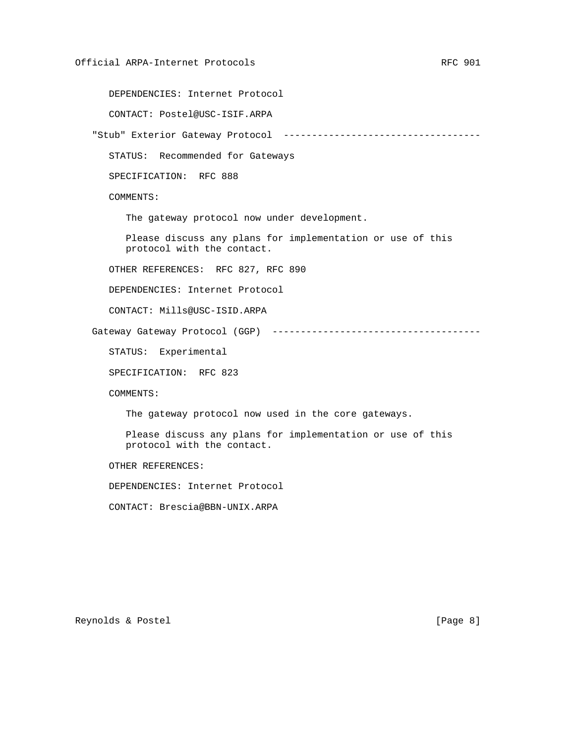DEPENDENCIES: Internet Protocol

CONTACT: Postel@USC-ISIF.ARPA

## "Stub" Exterior Gateway Protocol ----------------------------------

STATUS: Recommended for Gateways

SPECIFICATION: RFC 888

COMMENTS:

The gateway protocol now under development.

Please discuss any plans for implementation or use of this protocol with the contact.

OTHER REFERENCES: RFC 827, RFC 890

DEPENDENCIES: Internet Protocol

CONTACT: Mills@USC-ISID.ARPA

## Gateway Gateway Protocol (GGP) ------------------------------------

STATUS: Experimental

SPECIFICATION: RFC 823

COMMENTS:

The gateway protocol now used in the core gateways.

Please discuss any plans for implementation or use of this protocol with the contact.

OTHER REFERENCES:

DEPENDENCIES: Internet Protocol

CONTACT: Brescia@BBN-UNIX.ARPA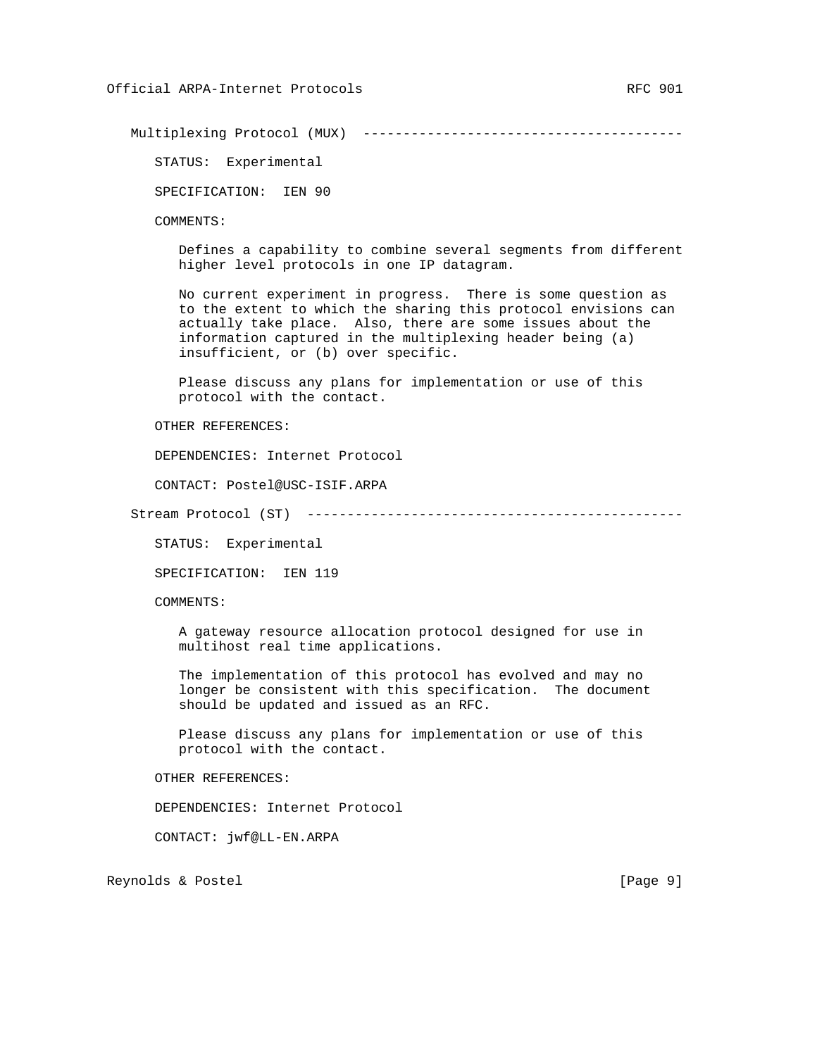## Multiplexing Protocol (MUX)

STATUS: Experimental

SPECIFICATION: IEN 90

COMMENTS:

Defines a capability to combine several segments from different higher level protocols in one IP datagram.

No current experiment in progress. There is some question as to the extent to which the sharing this protocol envisions can actually take place. Also, there are some issues about the information captured in the multiplexing header being (a) insufficient, or (b) over specific.

Please discuss any plans for implementation or use of this protocol with the contact.

OTHER REFERENCES:

DEPENDENCIES: Internet Protocol

CONTACT: Postel@USC-ISIF.ARPA

## Stream Protocol (ST)

STATUS: Experimental

SPECIFICATION: IEN 119

COMMENTS:

A gateway resource allocation protocol designed for use in multihost real time applications.

The implementation of this protocol has evolved and may no longer be consistent with this specification. The document should be updated and issued as an RFC.

Please discuss any plans for implementation or use of this protocol with the contact.

OTHER REFERENCES:

DEPENDENCIES: Internet Protocol

CONTACT: jwf@LL-EN.ARPA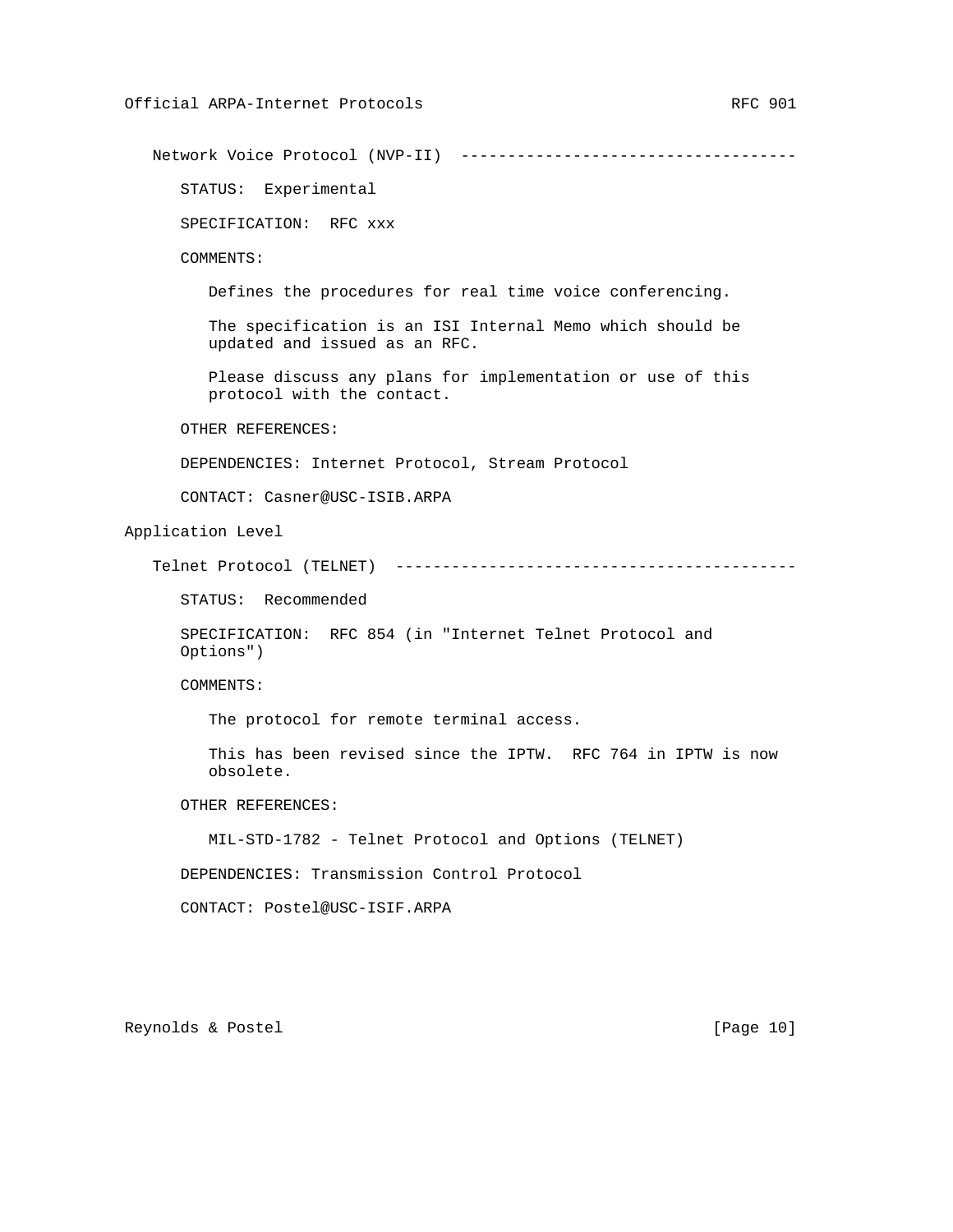### Network Voice Protocol (NVP-II)

STATUS: Experimental

SPECIFICATION: RFC xxx

COMMENTS:

Defines the procedures for real time voice conferencing.

The specification is an ISI Internal Memo which should be updated and issued as an RFC.

Please discuss any plans for implementation or use of this protocol with the contact.

OTHER REFERENCES:

DEPENDENCIES: Internet Protocol, Stream Protocol

CONTACT: Casner@USC-ISIB.ARPA

## Application Level

### Telnet Protocol (TELNET)

STATUS: Recommended

SPECIFICATION: RFC 854 (in "Internet Telnet Protocol and Options")

COMMENTS:

The protocol for remote terminal access.

This has been revised since the IPTW. RFC 764 in IPTW is now obsolete.

OTHER REFERENCES:

MIL-STD-1782 - Telnet Protocol and Options (TELNET)

DEPENDENCIES: Transmission Control Protocol

CONTACT: Postel@USC-ISIF.ARPA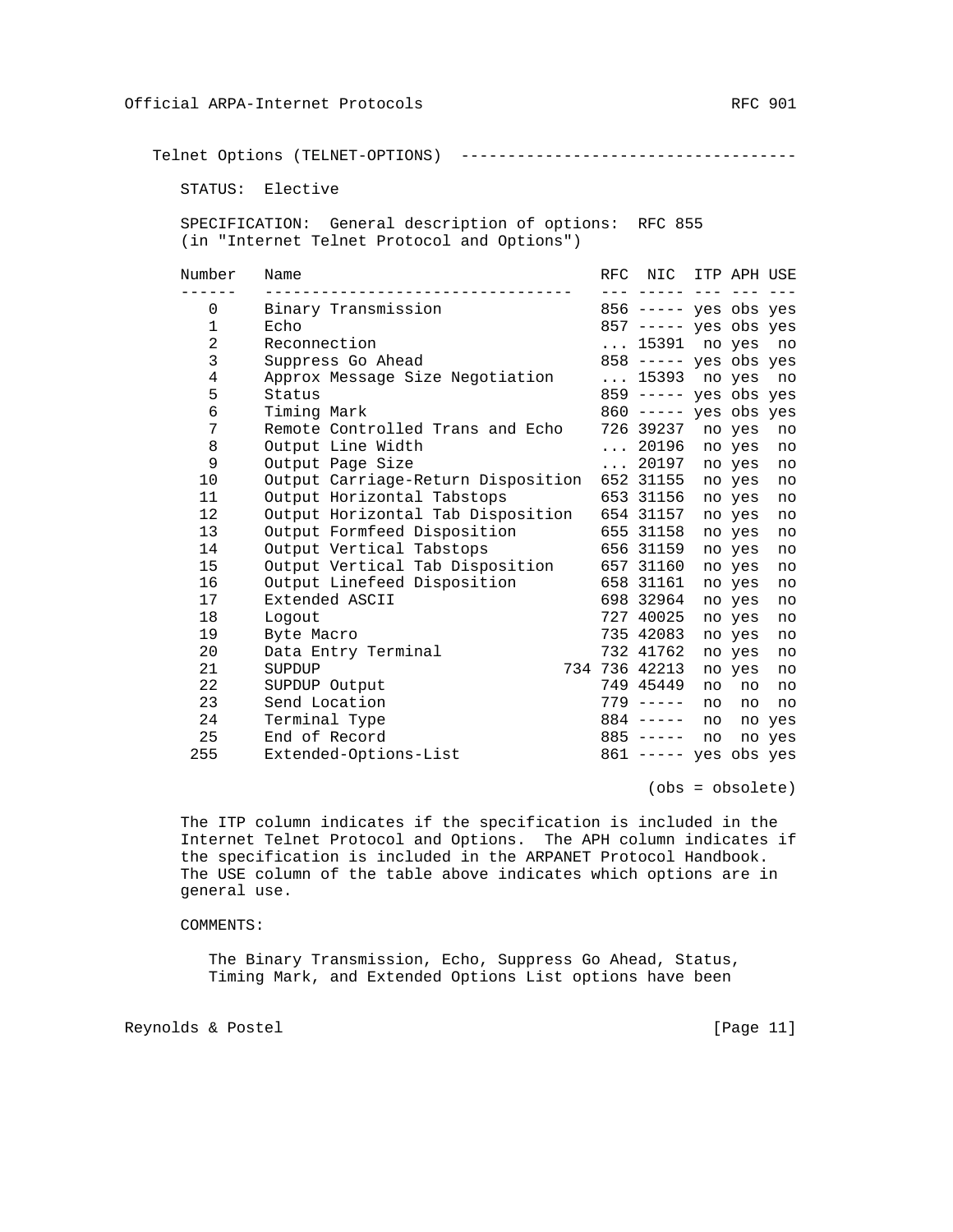## Telnet Options (TELNET-OPTIONS)

STATUS: Elective

SPECIFICATION: General description of options: RFC 855 (in "Internet Telnet Protocol and Options")

| Number | Name | RFC | NIC | ITP | APH | USE |
|---|---|---|---|---|---|---|
| 0 | Binary Transmission | 856 | ----- | yes | obs | yes |
| 1 | Echo | 857 | ----- | yes | obs | yes |
| 2 | Reconnection | ... | 15391 | no | yes | no |
| 3 | Suppress Go Ahead | 858 | ----- | yes | obs | yes |
| 4 | Approx Message Size Negotiation | ... | 15393 | no | yes | no |
| 5 | Status | 859 | ----- | yes | obs | yes |
| 6 | Timing Mark | 860 | ----- | yes | obs | yes |
| 7 | Remote Controlled Trans and Echo | 726 | 39237 | no | yes | no |
| 8 | Output Line Width | ... | 20196 | no | yes | no |
| 9 | Output Page Size | ... | 20197 | no | yes | no |
| 10 | Output Carriage-Return Disposition | 652 | 31155 | no | yes | no |
| 11 | Output Horizontal Tabstops | 653 | 31156 | no | yes | no |
| 12 | Output Horizontal Tab Disposition | 654 | 31157 | no | yes | no |
| 13 | Output Formfeed Disposition | 655 | 31158 | no | yes | no |
| 14 | Output Vertical Tabstops | 656 | 31159 | no | yes | no |
| 15 | Output Vertical Tab Disposition | 657 | 31160 | no | yes | no |
| 16 | Output Linefeed Disposition | 658 | 31161 | no | yes | no |
| 17 | Extended ASCII | 698 | 32964 | no | yes | no |
| 18 | Logout | 727 | 40025 | no | yes | no |
| 19 | Byte Macro | 735 | 42083 | no | yes | no |
| 20 | Data Entry Terminal | 732 | 41762 | no | yes | no |
| 21 | SUPDUP | 734 736 | 42213 | no | yes | no |
| 22 | SUPDUP Output | 749 | 45449 | no | no | no |
| 23 | Send Location | 779 | ----- | no | no | no |
| 24 | Terminal Type | 884 | ----- | no | no | yes |
| 25 | End of Record | 885 | ----- | no | no | yes |
| 255 | Extended-Options-List | 861 | ----- | yes | obs | yes |

(obs = obsolete)

The ITP column indicates if the specification is included in the Internet Telnet Protocol and Options. The APH column indicates if the specification is included in the ARPANET Protocol Handbook. The USE column of the table above indicates which options are in general use.

COMMENTS:

The Binary Transmission, Echo, Suppress Go Ahead, Status, Timing Mark, and Extended Options List options have been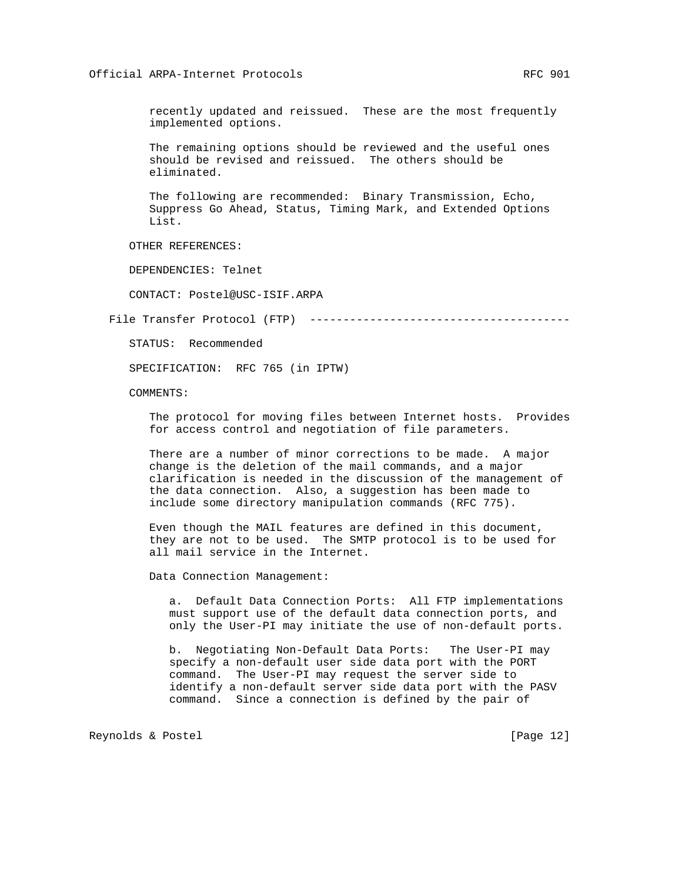recently updated and reissued. These are the most frequently implemented options.

The remaining options should be reviewed and the useful ones should be revised and reissued. The others should be eliminated.

The following are recommended: Binary Transmission, Echo, Suppress Go Ahead, Status, Timing Mark, and Extended Options List.

OTHER REFERENCES:

DEPENDENCIES: Telnet

CONTACT: Postel@USC-ISIF.ARPA

### File Transfer Protocol (FTP) --------------------------------------

STATUS: Recommended

SPECIFICATION: RFC 765 (in IPTW)

COMMENTS:

The protocol for moving files between Internet hosts. Provides for access control and negotiation of file parameters.

There are a number of minor corrections to be made. A major change is the deletion of the mail commands, and a major clarification is needed in the discussion of the management of the data connection. Also, a suggestion has been made to include some directory manipulation commands (RFC 775).

Even though the MAIL features are defined in this document, they are not to be used. The SMTP protocol is to be used for all mail service in the Internet.

Data Connection Management:

a. Default Data Connection Ports: All FTP implementations must support use of the default data connection ports, and only the User-PI may initiate the use of non-default ports.

b. Negotiating Non-Default Data Ports: The User-PI may specify a non-default user side data port with the PORT command. The User-PI may request the server side to identify a non-default server side data port with the PASV command. Since a connection is defined by the pair of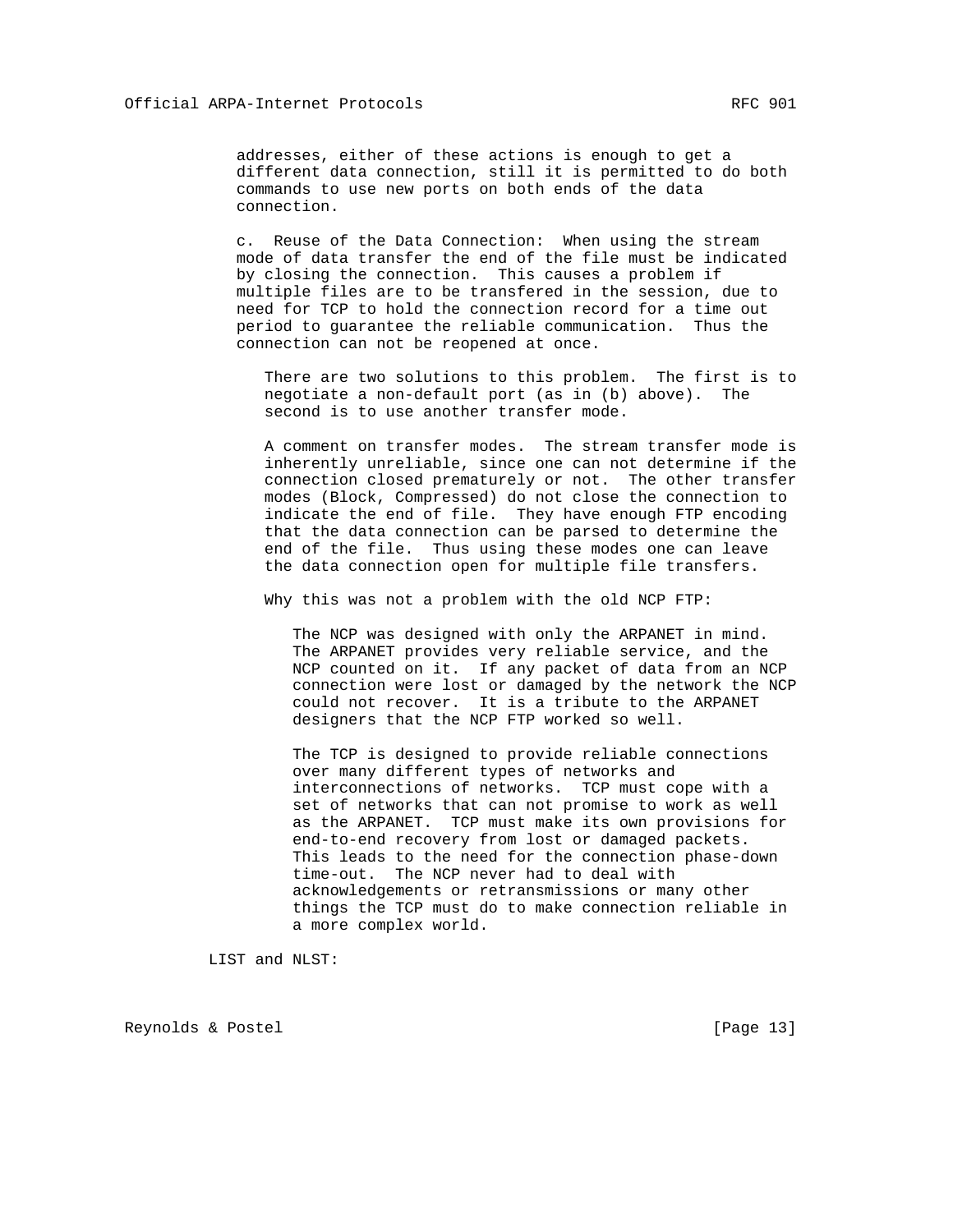addresses, either of these actions is enough to get a different data connection, still it is permitted to do both commands to use new ports on both ends of the data connection.

c. Reuse of the Data Connection: When using the stream mode of data transfer the end of the file must be indicated by closing the connection. This causes a problem if multiple files are to be transfered in the session, due to need for TCP to hold the connection record for a time out period to guarantee the reliable communication. Thus the connection can not be reopened at once.

There are two solutions to this problem. The first is to negotiate a non-default port (as in (b) above). The second is to use another transfer mode.

A comment on transfer modes. The stream transfer mode is inherently unreliable, since one can not determine if the connection closed prematurely or not. The other transfer modes (Block, Compressed) do not close the connection to indicate the end of file. They have enough FTP encoding that the data connection can be parsed to determine the end of the file. Thus using these modes one can leave the data connection open for multiple file transfers.

Why this was not a problem with the old NCP FTP:

The NCP was designed with only the ARPANET in mind. The ARPANET provides very reliable service, and the NCP counted on it. If any packet of data from an NCP connection were lost or damaged by the network the NCP could not recover. It is a tribute to the ARPANET designers that the NCP FTP worked so well.

The TCP is designed to provide reliable connections over many different types of networks and interconnections of networks. TCP must cope with a set of networks that can not promise to work as well as the ARPANET. TCP must make its own provisions for end-to-end recovery from lost or damaged packets. This leads to the need for the connection phase-down time-out. The NCP never had to deal with acknowledgements or retransmissions or many other things the TCP must do to make connection reliable in a more complex world.

LIST and NLST: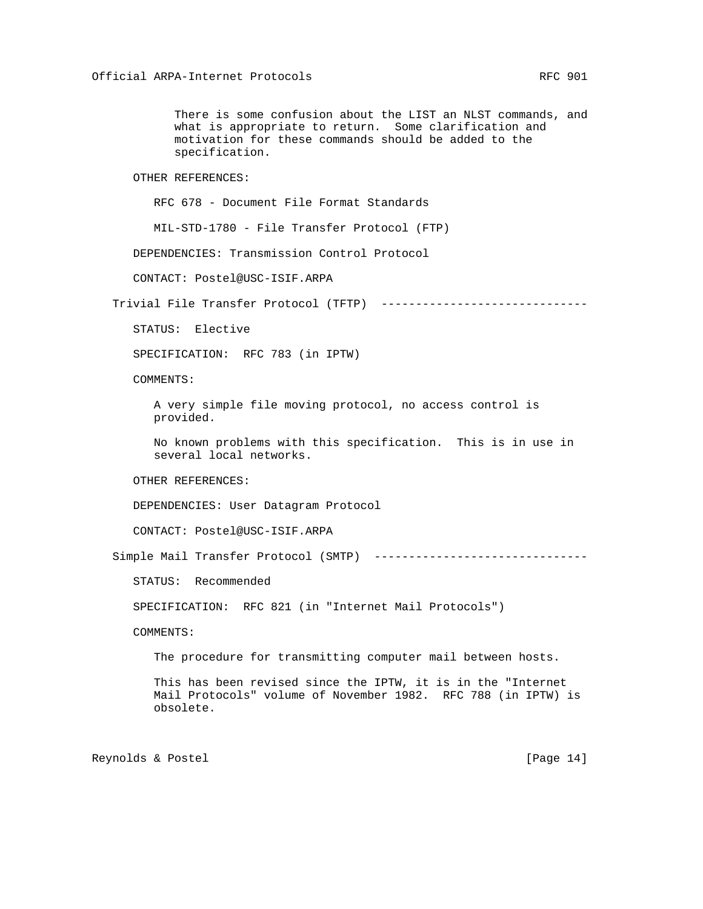There is some confusion about the LIST an NLST commands, and what is appropriate to return. Some clarification and motivation for these commands should be added to the specification.

OTHER REFERENCES:

RFC 678 - Document File Format Standards

MIL-STD-1780 - File Transfer Protocol (FTP)

DEPENDENCIES: Transmission Control Protocol

CONTACT: Postel@USC-ISIF.ARPA

## Trivial File Transfer Protocol (TFTP) ------------------------------

STATUS: Elective

SPECIFICATION: RFC 783 (in IPTW)

COMMENTS:

A very simple file moving protocol, no access control is provided.

No known problems with this specification. This is in use in several local networks.

OTHER REFERENCES:

DEPENDENCIES: User Datagram Protocol

CONTACT: Postel@USC-ISIF.ARPA

## Simple Mail Transfer Protocol (SMTP) -------------------------------

STATUS: Recommended

SPECIFICATION: RFC 821 (in "Internet Mail Protocols")

COMMENTS:

The procedure for transmitting computer mail between hosts.

This has been revised since the IPTW, it is in the "Internet Mail Protocols" volume of November 1982. RFC 788 (in IPTW) is obsolete.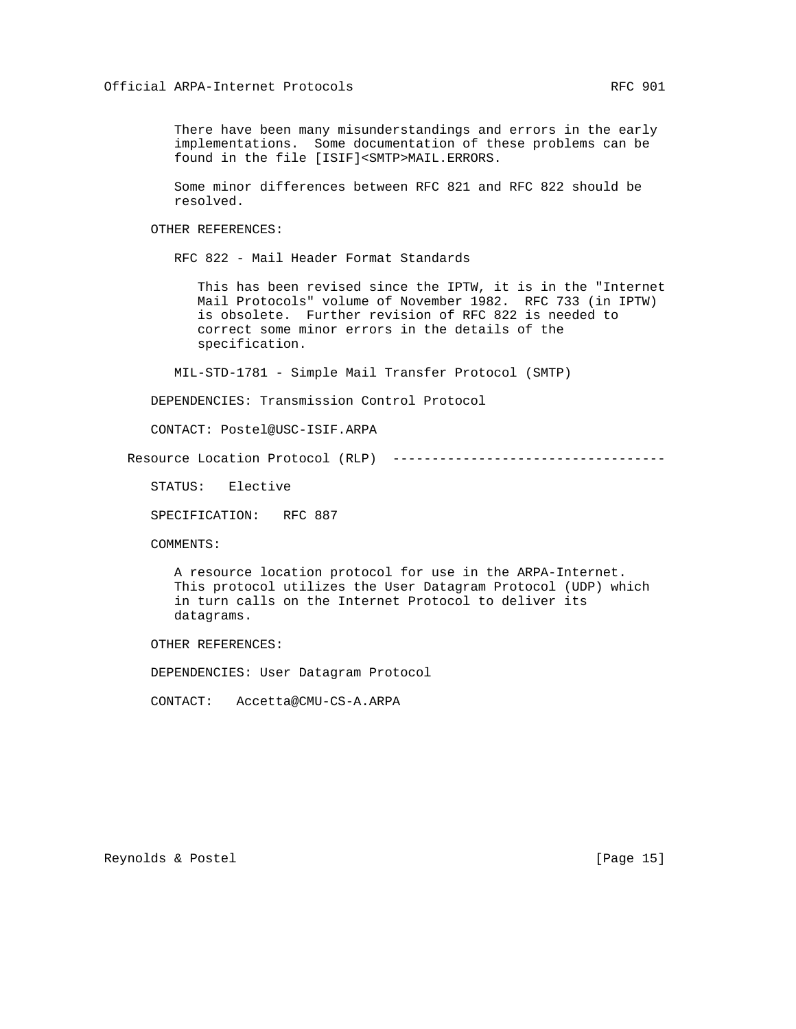There have been many misunderstandings and errors in the early implementations. Some documentation of these problems can be found in the file [ISIF]<SMTP>MAIL.ERRORS.

Some minor differences between RFC 821 and RFC 822 should be resolved.

OTHER REFERENCES:

RFC 822 - Mail Header Format Standards

This has been revised since the IPTW, it is in the "Internet Mail Protocols" volume of November 1982. RFC 733 (in IPTW) is obsolete. Further revision of RFC 822 is needed to correct some minor errors in the details of the specification.

MIL-STD-1781 - Simple Mail Transfer Protocol (SMTP)

DEPENDENCIES: Transmission Control Protocol

CONTACT: Postel@USC-ISIF.ARPA

## Resource Location Protocol (RLP) ----------------------------------

STATUS: Elective

SPECIFICATION: RFC 887

COMMENTS:

A resource location protocol for use in the ARPA-Internet. This protocol utilizes the User Datagram Protocol (UDP) which in turn calls on the Internet Protocol to deliver its datagrams.

OTHER REFERENCES:

DEPENDENCIES: User Datagram Protocol

CONTACT: Accetta@CMU-CS-A.ARPA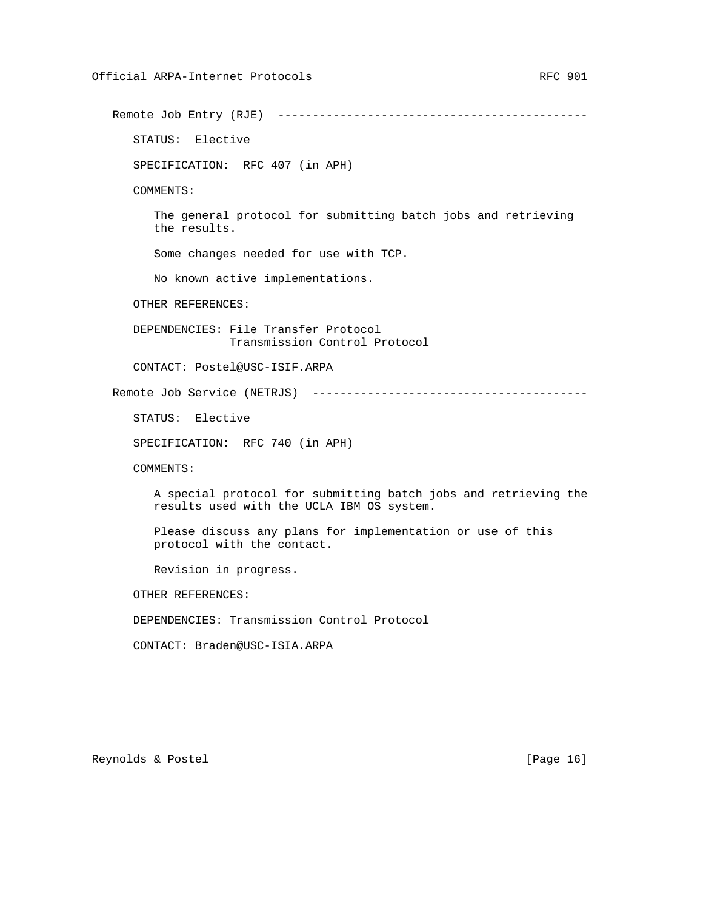## Remote Job Entry (RJE)

STATUS: Elective

SPECIFICATION: RFC 407 (in APH)

COMMENTS:

The general protocol for submitting batch jobs and retrieving the results.

Some changes needed for use with TCP.

No known active implementations.

OTHER REFERENCES:

DEPENDENCIES: File Transfer Protocol
Transmission Control Protocol

CONTACT: Postel@USC-ISIF.ARPA

## Remote Job Service (NETRJS)

STATUS: Elective

SPECIFICATION: RFC 740 (in APH)

COMMENTS:

A special protocol for submitting batch jobs and retrieving the results used with the UCLA IBM OS system.

Please discuss any plans for implementation or use of this protocol with the contact.

Revision in progress.

OTHER REFERENCES:

DEPENDENCIES: Transmission Control Protocol

CONTACT: Braden@USC-ISIA.ARPA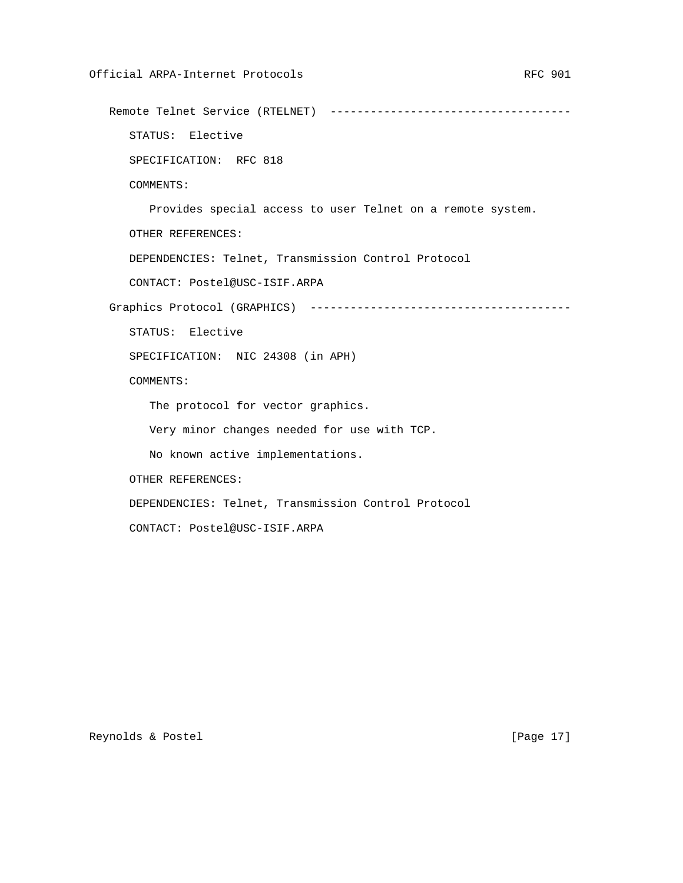## Remote Telnet Service (RTELNET) ------------------------------------

STATUS: Elective

SPECIFICATION: RFC 818

COMMENTS:

Provides special access to user Telnet on a remote system.

OTHER REFERENCES:

DEPENDENCIES: Telnet, Transmission Control Protocol

CONTACT: Postel@USC-ISIF.ARPA

## Graphics Protocol (GRAPHICS) --------------------------------------

STATUS: Elective

SPECIFICATION: NIC 24308 (in APH)

COMMENTS:

The protocol for vector graphics.

Very minor changes needed for use with TCP.

No known active implementations.

OTHER REFERENCES:

DEPENDENCIES: Telnet, Transmission Control Protocol

CONTACT: Postel@USC-ISIF.ARPA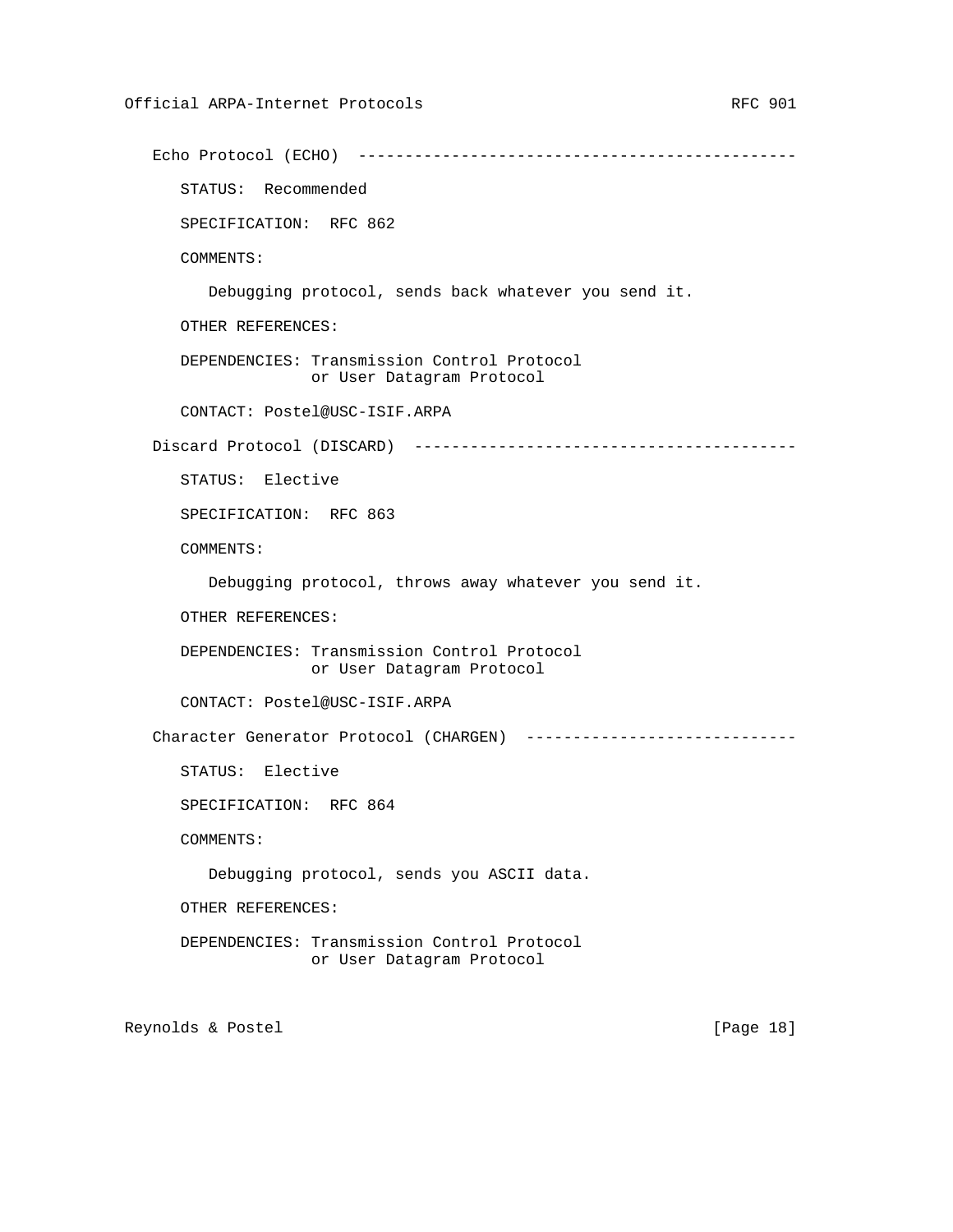### Echo Protocol (ECHO) ---------------------------------------------

STATUS: Recommended

SPECIFICATION: RFC 862

COMMENTS:

Debugging protocol, sends back whatever you send it.

OTHER REFERENCES:

DEPENDENCIES: Transmission Control Protocol
or User Datagram Protocol

CONTACT: Postel@USC-ISIF.ARPA

### Discard Protocol (DISCARD) ----------------------------------------

STATUS: Elective

SPECIFICATION: RFC 863

COMMENTS:

Debugging protocol, throws away whatever you send it.

OTHER REFERENCES:

DEPENDENCIES: Transmission Control Protocol
or User Datagram Protocol

CONTACT: Postel@USC-ISIF.ARPA

### Character Generator Protocol (CHARGEN) -----------------------------

STATUS: Elective

SPECIFICATION: RFC 864

COMMENTS:

Debugging protocol, sends you ASCII data.

OTHER REFERENCES:

DEPENDENCIES: Transmission Control Protocol
or User Datagram Protocol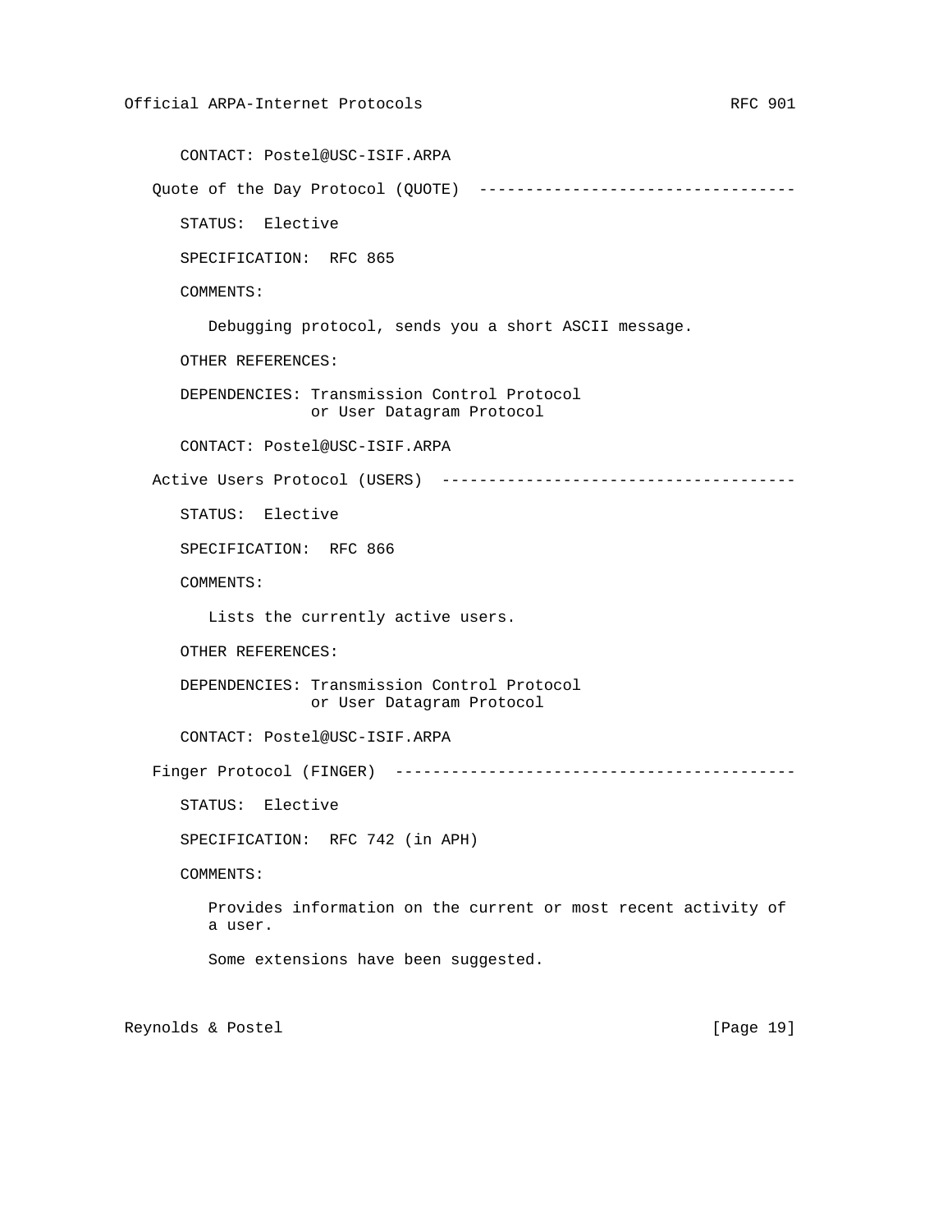CONTACT: Postel@USC-ISIF.ARPA

### Quote of the Day Protocol (QUOTE) ----------------------------------

STATUS: Elective

SPECIFICATION: RFC 865

COMMENTS:

Debugging protocol, sends you a short ASCII message.

OTHER REFERENCES:

DEPENDENCIES: Transmission Control Protocol
or User Datagram Protocol

CONTACT: Postel@USC-ISIF.ARPA

### Active Users Protocol (USERS) --------------------------------------

STATUS: Elective

SPECIFICATION: RFC 866

COMMENTS:

Lists the currently active users.

OTHER REFERENCES:

DEPENDENCIES: Transmission Control Protocol
or User Datagram Protocol

CONTACT: Postel@USC-ISIF.ARPA

### Finger Protocol (FINGER) -------------------------------------------

STATUS: Elective

SPECIFICATION: RFC 742 (in APH)

COMMENTS:

Provides information on the current or most recent activity of a user.

Some extensions have been suggested.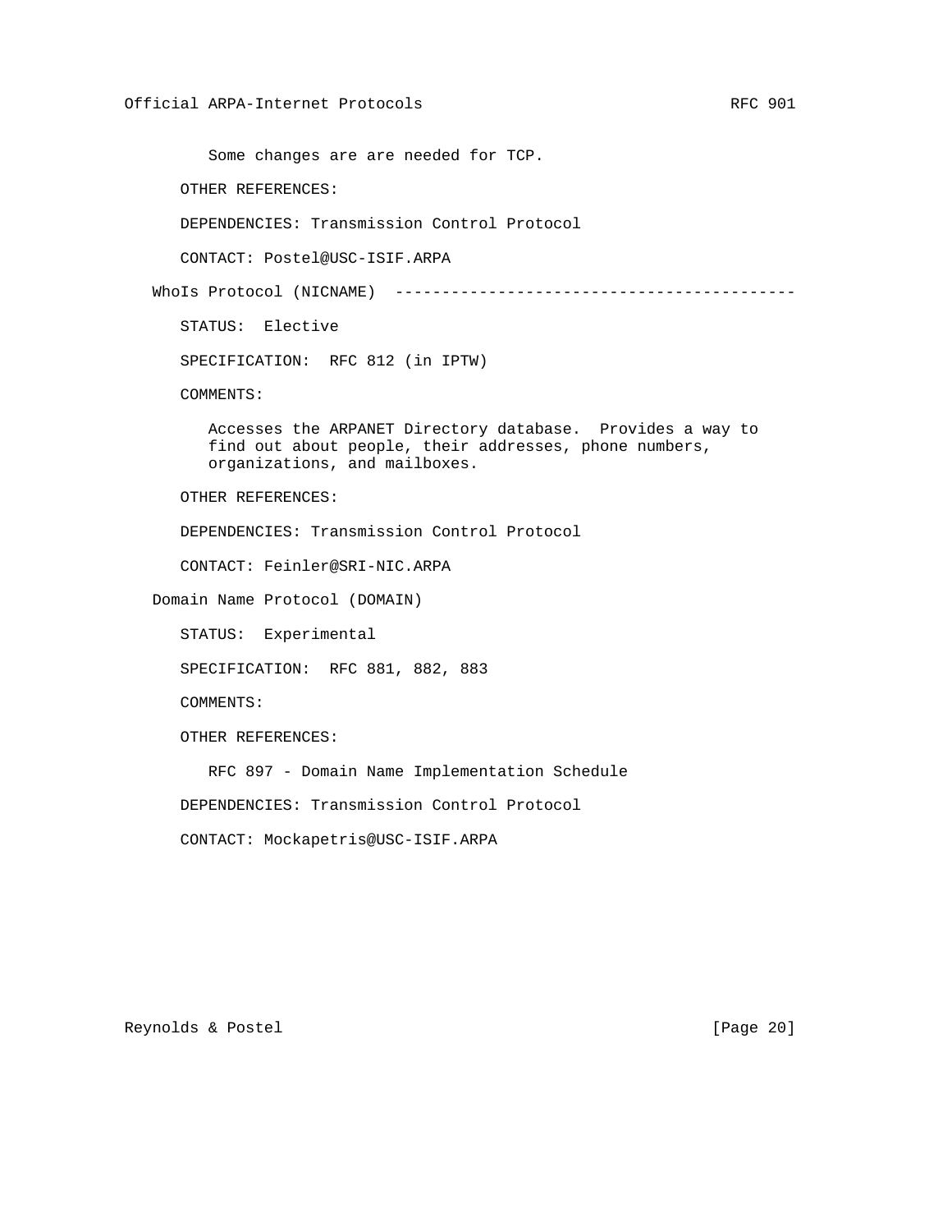Some changes are are needed for TCP.

OTHER REFERENCES:

DEPENDENCIES: Transmission Control Protocol

CONTACT: Postel@USC-ISIF.ARPA

WhoIs Protocol (NICNAME) ------------------------------------------

STATUS: Elective

SPECIFICATION: RFC 812 (in IPTW)

COMMENTS:

Accesses the ARPANET Directory database. Provides a way to find out about people, their addresses, phone numbers, organizations, and mailboxes.

OTHER REFERENCES:

DEPENDENCIES: Transmission Control Protocol

CONTACT: Feinler@SRI-NIC.ARPA

Domain Name Protocol (DOMAIN)

STATUS: Experimental

SPECIFICATION: RFC 881, 882, 883

COMMENTS:

OTHER REFERENCES:

RFC 897 - Domain Name Implementation Schedule

DEPENDENCIES: Transmission Control Protocol

CONTACT: Mockapetris@USC-ISIF.ARPA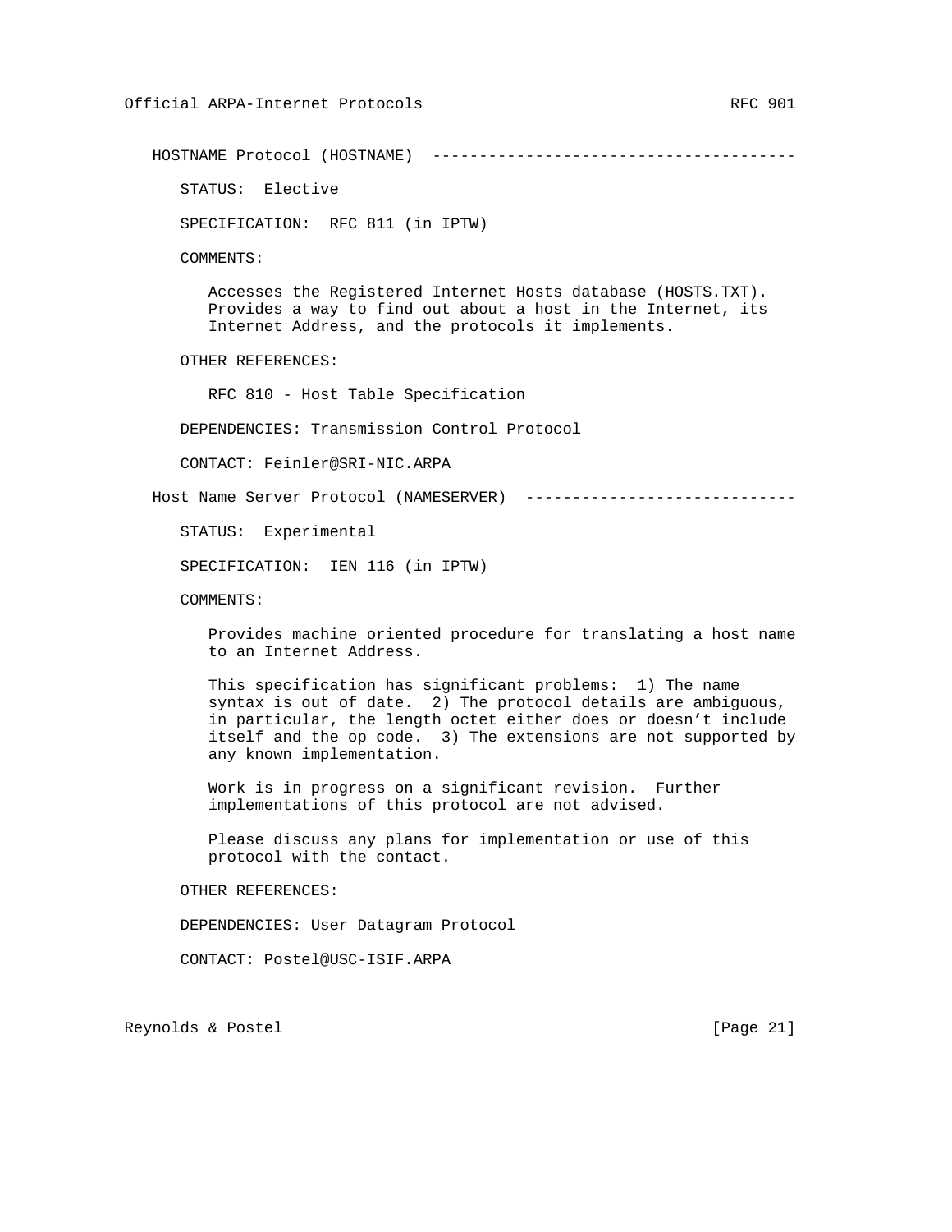## HOSTNAME Protocol (HOSTNAME)

STATUS: Elective

SPECIFICATION: RFC 811 (in IPTW)

COMMENTS:

Accesses the Registered Internet Hosts database (HOSTS.TXT). Provides a way to find out about a host in the Internet, its Internet Address, and the protocols it implements.

OTHER REFERENCES:

RFC 810 - Host Table Specification

DEPENDENCIES: Transmission Control Protocol

CONTACT: Feinler@SRI-NIC.ARPA

## Host Name Server Protocol (NAMESERVER)

STATUS: Experimental

SPECIFICATION: IEN 116 (in IPTW)

COMMENTS:

Provides machine oriented procedure for translating a host name to an Internet Address.

This specification has significant problems: 1) The name syntax is out of date. 2) The protocol details are ambiguous, in particular, the length octet either does or doesn't include itself and the op code. 3) The extensions are not supported by any known implementation.

Work is in progress on a significant revision. Further implementations of this protocol are not advised.

Please discuss any plans for implementation or use of this protocol with the contact.

OTHER REFERENCES:

DEPENDENCIES: User Datagram Protocol

CONTACT: Postel@USC-ISIF.ARPA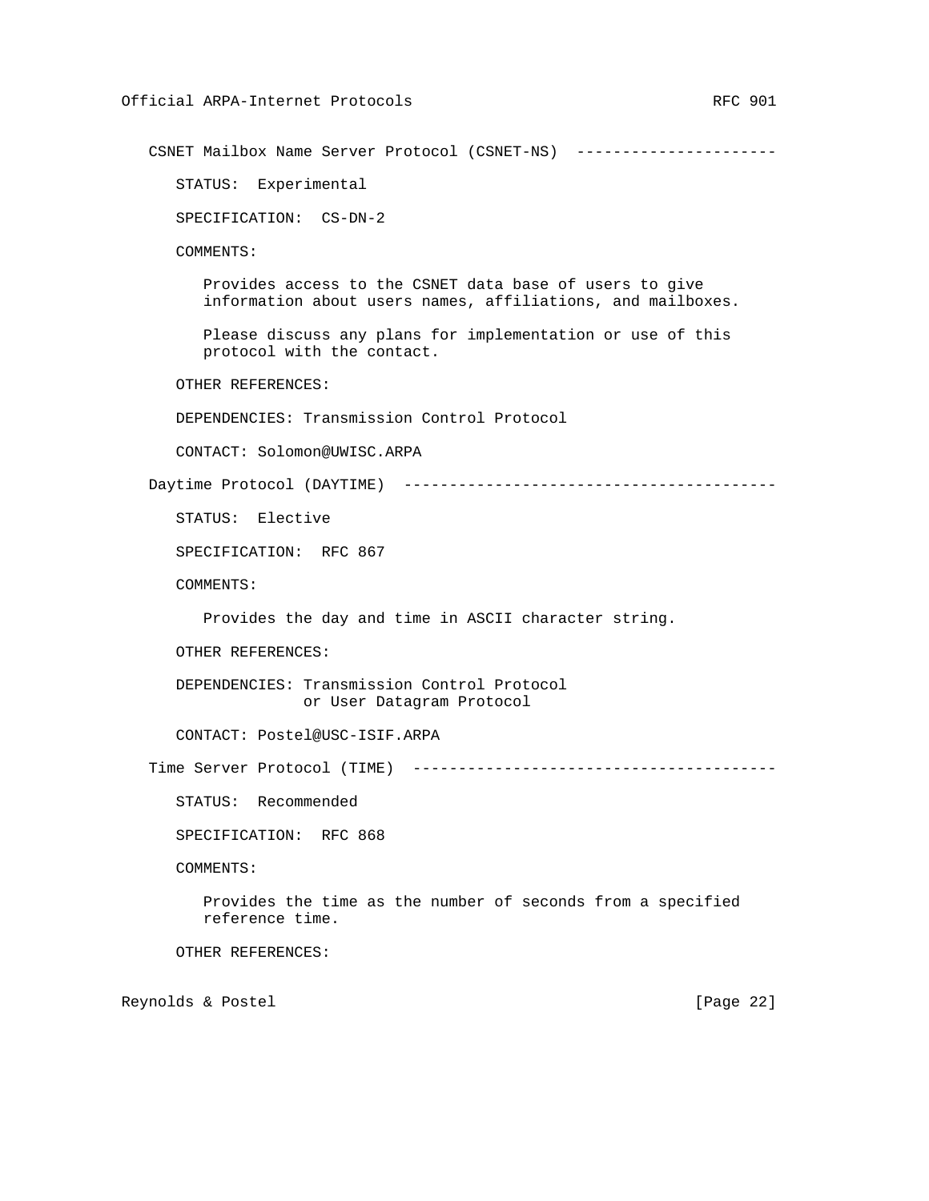### CSNET Mailbox Name Server Protocol (CSNET-NS)

STATUS: Experimental

SPECIFICATION: CS-DN-2

COMMENTS:

Provides access to the CSNET data base of users to give information about users names, affiliations, and mailboxes.

Please discuss any plans for implementation or use of this protocol with the contact.

OTHER REFERENCES:

DEPENDENCIES: Transmission Control Protocol

CONTACT: Solomon@UWISC.ARPA

### Daytime Protocol (DAYTIME)

STATUS: Elective

SPECIFICATION: RFC 867

COMMENTS:

Provides the day and time in ASCII character string.

OTHER REFERENCES:

DEPENDENCIES: Transmission Control Protocol
or User Datagram Protocol

CONTACT: Postel@USC-ISIF.ARPA

### Time Server Protocol (TIME)

STATUS: Recommended

SPECIFICATION: RFC 868

COMMENTS:

Provides the time as the number of seconds from a specified reference time.

OTHER REFERENCES: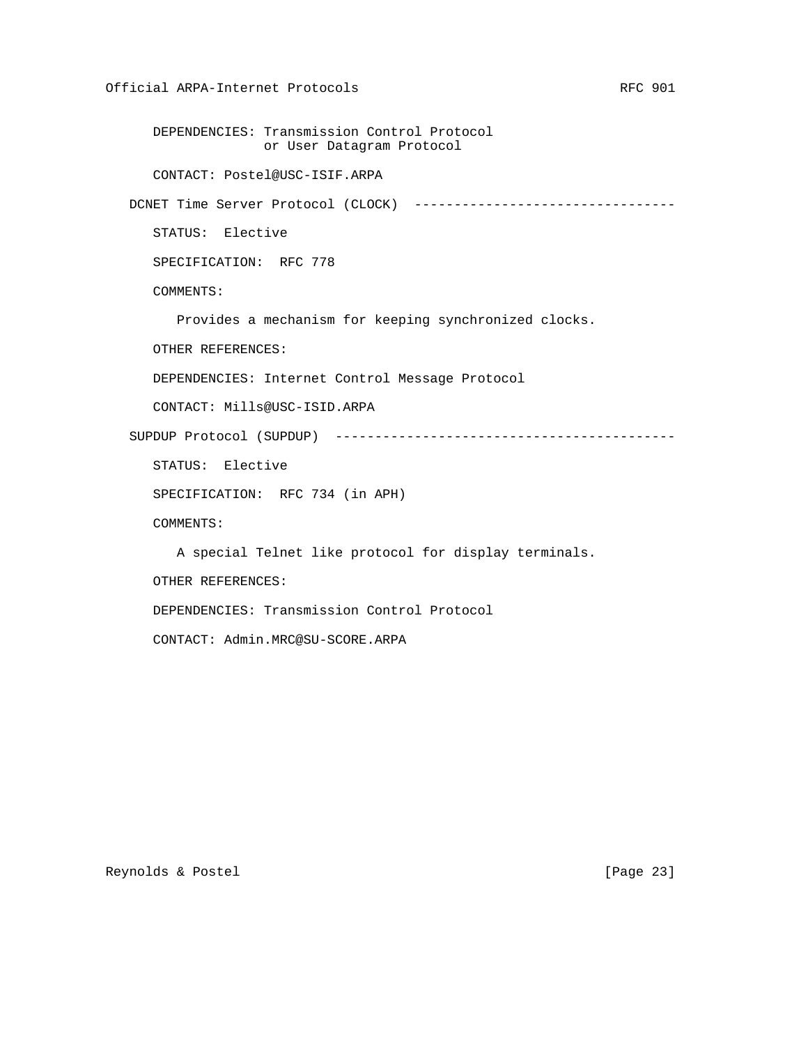DEPENDENCIES: Transmission Control Protocol
or User Datagram Protocol

CONTACT: Postel@USC-ISIF.ARPA

## DCNET Time Server Protocol (CLOCK)

STATUS: Elective

SPECIFICATION: RFC 778

COMMENTS:

Provides a mechanism for keeping synchronized clocks.

OTHER REFERENCES:

DEPENDENCIES: Internet Control Message Protocol

CONTACT: Mills@USC-ISID.ARPA

## SUPDUP Protocol (SUPDUP)

STATUS: Elective

SPECIFICATION: RFC 734 (in APH)

COMMENTS:

A special Telnet like protocol for display terminals.

OTHER REFERENCES:

DEPENDENCIES: Transmission Control Protocol

CONTACT: Admin.MRC@SU-SCORE.ARPA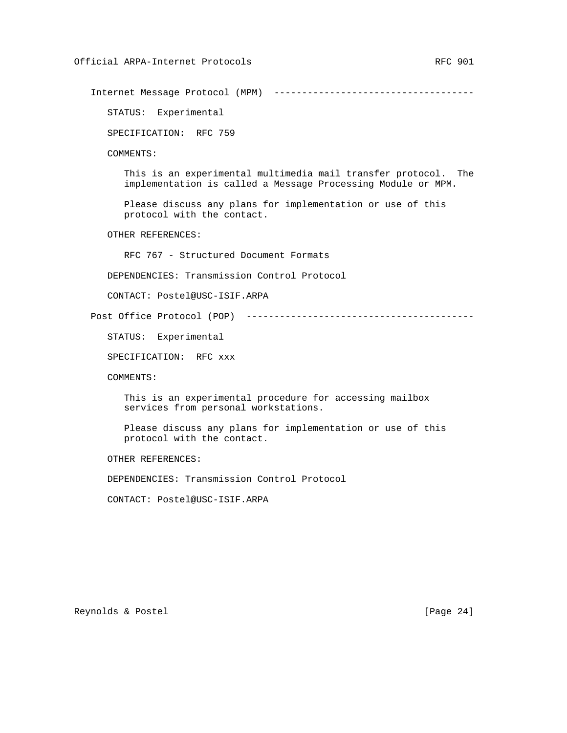## Internet Message Protocol (MPM) ------------------------------------

STATUS: Experimental

SPECIFICATION: RFC 759

COMMENTS:

This is an experimental multimedia mail transfer protocol. The implementation is called a Message Processing Module or MPM.

Please discuss any plans for implementation or use of this protocol with the contact.

OTHER REFERENCES:

RFC 767 - Structured Document Formats

DEPENDENCIES: Transmission Control Protocol

CONTACT: Postel@USC-ISIF.ARPA

## Post Office Protocol (POP) -----------------------------------------

STATUS: Experimental

SPECIFICATION: RFC xxx

COMMENTS:

This is an experimental procedure for accessing mailbox services from personal workstations.

Please discuss any plans for implementation or use of this protocol with the contact.

OTHER REFERENCES:

DEPENDENCIES: Transmission Control Protocol

CONTACT: Postel@USC-ISIF.ARPA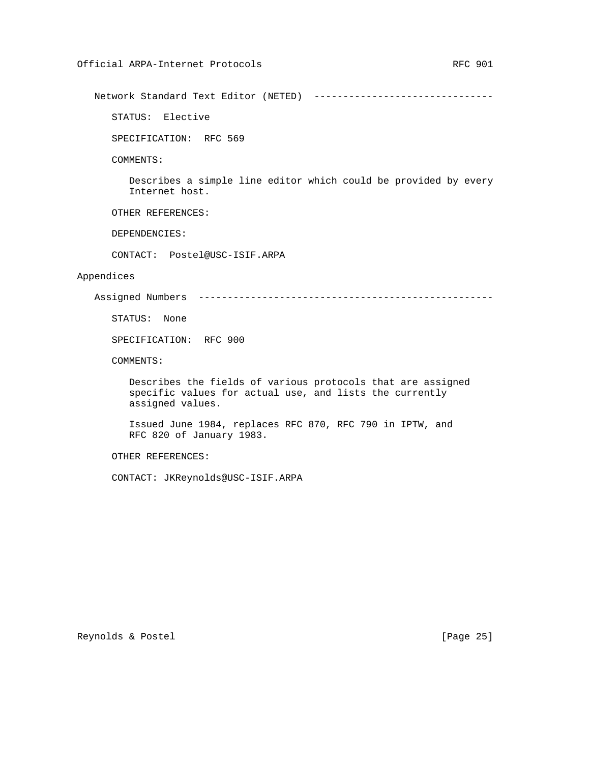### Network Standard Text Editor (NETED)

STATUS: Elective

SPECIFICATION: RFC 569

COMMENTS:

Describes a simple line editor which could be provided by every Internet host.

OTHER REFERENCES:

DEPENDENCIES:

CONTACT: Postel@USC-ISIF.ARPA

## Appendices

### Assigned Numbers

STATUS: None

SPECIFICATION: RFC 900

COMMENTS:

Describes the fields of various protocols that are assigned specific values for actual use, and lists the currently assigned values.

Issued June 1984, replaces RFC 870, RFC 790 in IPTW, and RFC 820 of January 1983.

OTHER REFERENCES:

CONTACT: JKReynolds@USC-ISIF.ARPA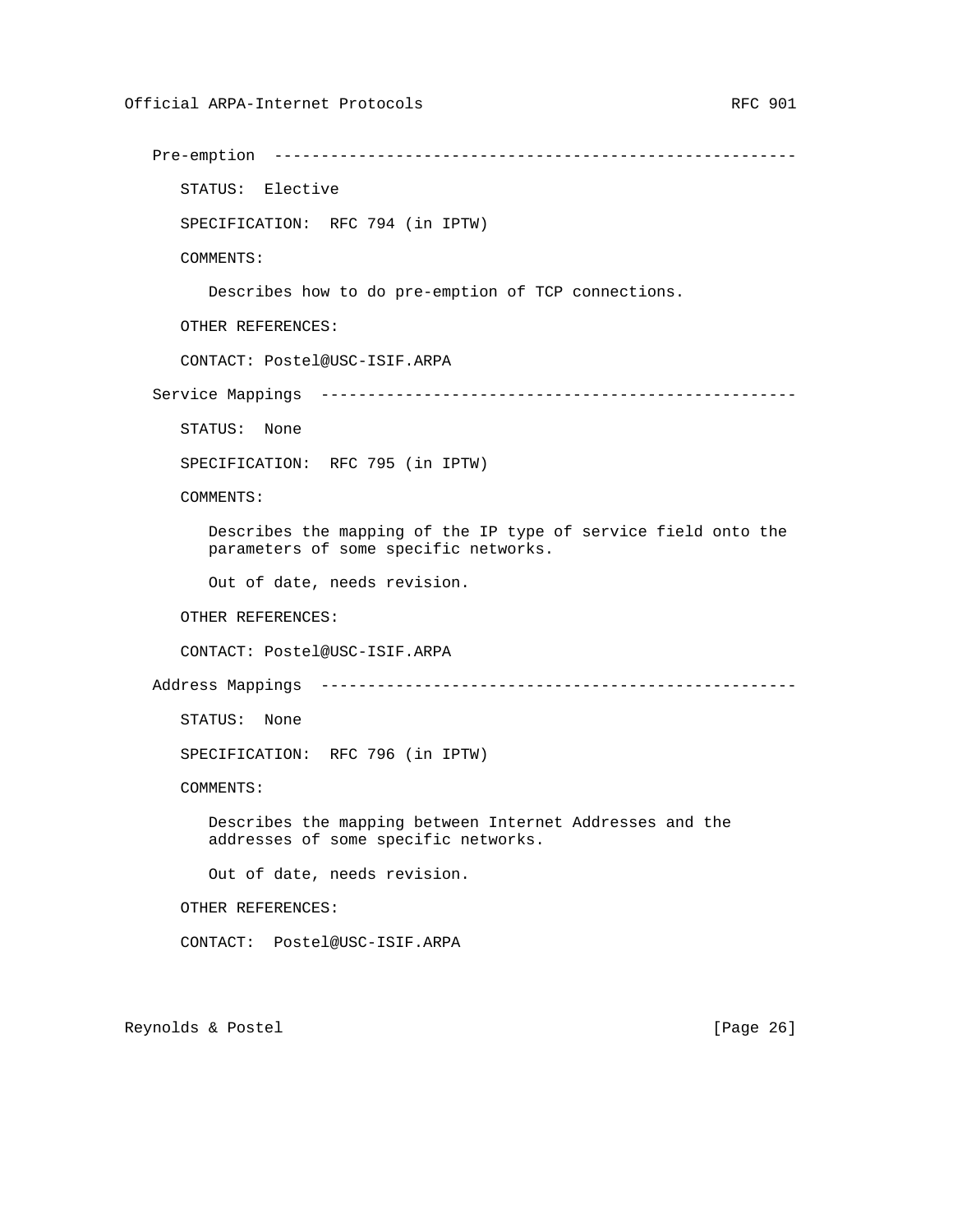### Pre-emption

STATUS: Elective

SPECIFICATION: RFC 794 (in IPTW)

COMMENTS:

Describes how to do pre-emption of TCP connections.

OTHER REFERENCES:

CONTACT: Postel@USC-ISIF.ARPA

### Service Mappings

STATUS: None

SPECIFICATION: RFC 795 (in IPTW)

COMMENTS:

Describes the mapping of the IP type of service field onto the parameters of some specific networks.

Out of date, needs revision.

OTHER REFERENCES:

CONTACT: Postel@USC-ISIF.ARPA

### Address Mappings

STATUS: None

SPECIFICATION: RFC 796 (in IPTW)

COMMENTS:

Describes the mapping between Internet Addresses and the addresses of some specific networks.

Out of date, needs revision.

OTHER REFERENCES:

CONTACT: Postel@USC-ISIF.ARPA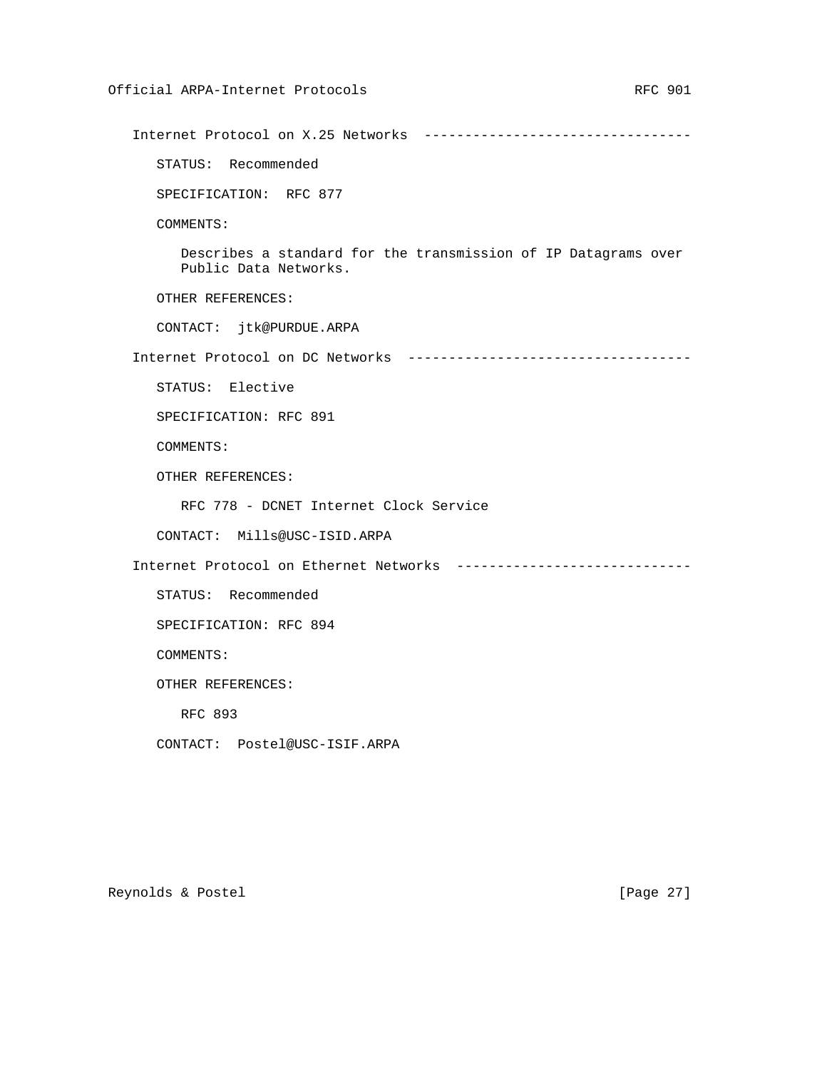### Internet Protocol on X.25 Networks

STATUS: Recommended

SPECIFICATION: RFC 877

COMMENTS:

Describes a standard for the transmission of IP Datagrams over Public Data Networks.

OTHER REFERENCES:

CONTACT: jtk@PURDUE.ARPA

### Internet Protocol on DC Networks

STATUS: Elective

SPECIFICATION: RFC 891

COMMENTS:

OTHER REFERENCES:

RFC 778 - DCNET Internet Clock Service

CONTACT: Mills@USC-ISID.ARPA

### Internet Protocol on Ethernet Networks

STATUS: Recommended

SPECIFICATION: RFC 894

COMMENTS:

OTHER REFERENCES:

RFC 893

CONTACT: Postel@USC-ISIF.ARPA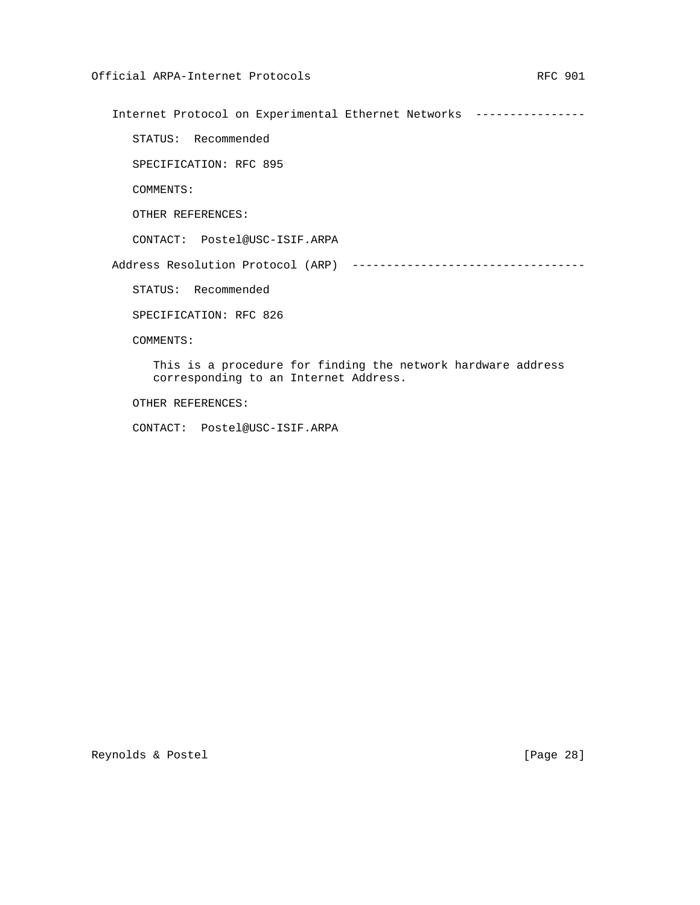## Internet Protocol on Experimental Ethernet Networks ----------------

STATUS: Recommended

SPECIFICATION: RFC 895

COMMENTS:

OTHER REFERENCES:

CONTACT: Postel@USC-ISIF.ARPA

## Address Resolution Protocol (ARP) ----------------------------------

STATUS: Recommended

SPECIFICATION: RFC 826

COMMENTS:

This is a procedure for finding the network hardware address corresponding to an Internet Address.

OTHER REFERENCES:

CONTACT: Postel@USC-ISIF.ARPA